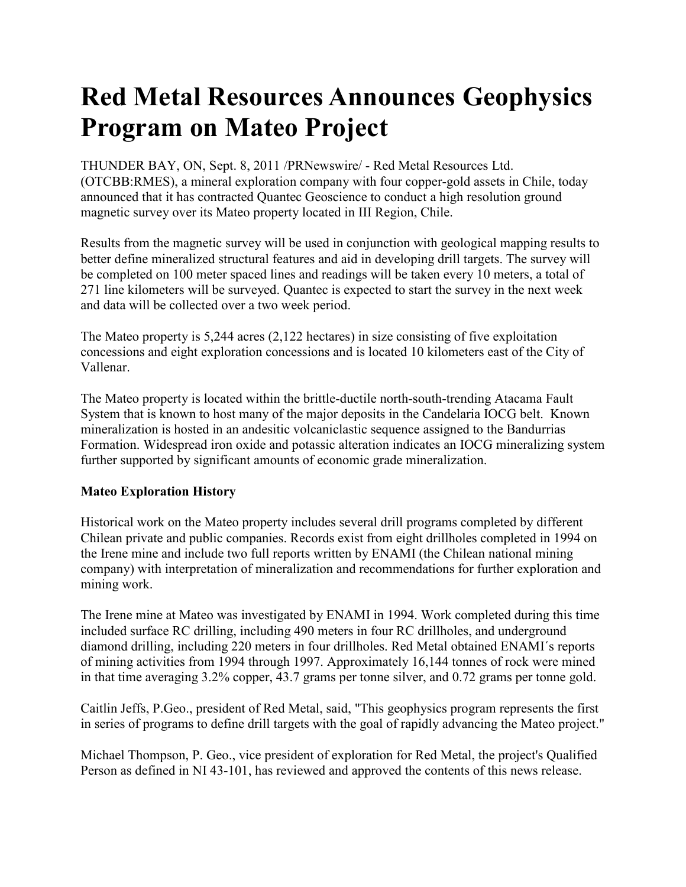# Red Metal Resources Announces Geophysics Program on Mateo Project

THUNDER BAY, ON, Sept. 8, 2011 /PRNewswire/ - Red Metal Resources Ltd. (OTCBB:RMES), a mineral exploration company with four copper-gold assets in Chile, today announced that it has contracted Quantec Geoscience to conduct a high resolution ground magnetic survey over its Mateo property located in III Region, Chile.

Results from the magnetic survey will be used in conjunction with geological mapping results to better define mineralized structural features and aid in developing drill targets. The survey will be completed on 100 meter spaced lines and readings will be taken every 10 meters, a total of 271 line kilometers will be surveyed. Quantec is expected to start the survey in the next week and data will be collected over a two week period.

The Mateo property is 5,244 acres (2,122 hectares) in size consisting of five exploitation concessions and eight exploration concessions and is located 10 kilometers east of the City of Vallenar.

The Mateo property is located within the brittle-ductile north-south-trending Atacama Fault System that is known to host many of the major deposits in the Candelaria IOCG belt. Known mineralization is hosted in an andesitic volcaniclastic sequence assigned to the Bandurrias Formation. Widespread iron oxide and potassic alteration indicates an IOCG mineralizing system further supported by significant amounts of economic grade mineralization.

**Mateo Exploration History**

Historical work on the Mateo property includes several drill programs completed by different Chilean private and public companies. Records exist from eight drillholes completed in 1994 on the Irene mine and include two full reports written by ENAMI (the Chilean national mining company) with interpretation of mineralization and recommendations for further exploration and mining work.

The Irene mine at Mateo was investigated by ENAMI in 1994. Work completed during this time included surface RC drilling, including 490 meters in four RC drillholes, and underground diamond drilling, including 220 meters in four drillholes. Red Metal obtained ENAMI´s reports of mining activities from 1994 through 1997. Approximately 16,144 tonnes of rock were mined in that time averaging 3.2% copper, 43.7 grams per tonne silver, and 0.72 grams per tonne gold.

Caitlin Jeffs, P.Geo., president of Red Metal, said, "This geophysics program represents the first in series of programs to define drill targets with the goal of rapidly advancing the Mateo project."

Michael Thompson, P. Geo., vice president of exploration for Red Metal, the project's Qualified Person as defined in NI 43-101, has reviewed and approved the contents of this news release.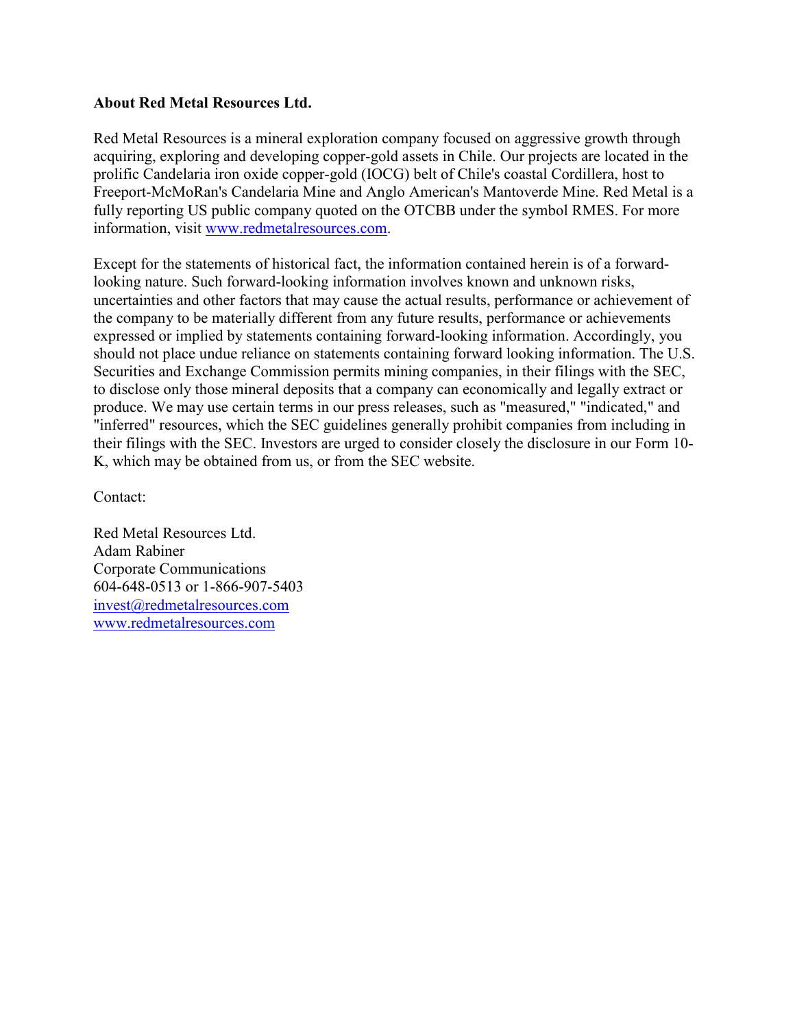**About Red Metal Resources Ltd.**

Red Metal Resources is a mineral exploration company focused on aggressive growth through acquiring, exploring and developing copper-gold assets in Chile. Our projects are located in the prolific Candelaria iron oxide copper-gold (IOCG) belt of Chile's coastal Cordillera, host to Freeport-McMoRan's Candelaria Mine and Anglo American's Mantoverde Mine. Red Metal is a fully reporting US public company quoted on the OTCBB under the symbol RMES. For more information, visit [www.redmetalresources.com](www.redmetalresources.com).

Except for the statements of historical fact, the information contained herein is of a forward-looking nature. Such forward-looking information involves known and unknown risks, uncertainties and other factors that may cause the actual results, performance or achievement of the company to be materially different from any future results, performance or achievements expressed or implied by statements containing forward-looking information. Accordingly, you should not place undue reliance on statements containing forward looking information. The U.S. Securities and Exchange Commission permits mining companies, in their filings with the SEC, to disclose only those mineral deposits that a company can economically and legally extract or produce. We may use certain terms in our press releases, such as "measured," "indicated," and "inferred" resources, which the SEC guidelines generally prohibit companies from including in their filings with the SEC. Investors are urged to consider closely the disclosure in our Form 10-K, which may be obtained from us, or from the SEC website.

Contact:

Red Metal Resources Ltd.
Adam Rabiner
Corporate Communications
604-648-0513 or 1-866-907-5403
[invest@redmetalresources.com](mailto:invest@redmetalresources.com)
[www.redmetalresources.com](www.redmetalresources.com)